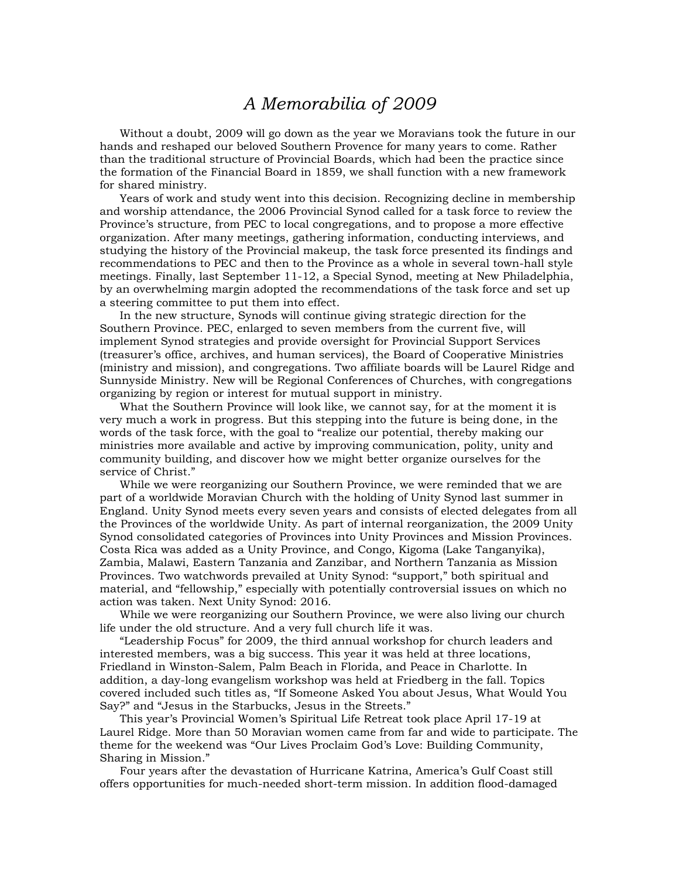# *A Memorabilia of 2009*

Without a doubt, 2009 will go down as the year we Moravians took the future in our hands and reshaped our beloved Southern Provence for many years to come. Rather than the traditional structure of Provincial Boards, which had been the practice since the formation of the Financial Board in 1859, we shall function with a new framework for shared ministry.

Years of work and study went into this decision. Recognizing decline in membership and worship attendance, the 2006 Provincial Synod called for a task force to review the Province's structure, from PEC to local congregations, and to propose a more effective organization. After many meetings, gathering information, conducting interviews, and studying the history of the Provincial makeup, the task force presented its findings and recommendations to PEC and then to the Province as a whole in several town-hall style meetings. Finally, last September 11-12, a Special Synod, meeting at New Philadelphia, by an overwhelming margin adopted the recommendations of the task force and set up a steering committee to put them into effect.

In the new structure, Synods will continue giving strategic direction for the Southern Province. PEC, enlarged to seven members from the current five, will implement Synod strategies and provide oversight for Provincial Support Services (treasurer's office, archives, and human services), the Board of Cooperative Ministries (ministry and mission), and congregations. Two affiliate boards will be Laurel Ridge and Sunnyside Ministry. New will be Regional Conferences of Churches, with congregations organizing by region or interest for mutual support in ministry.

What the Southern Province will look like, we cannot say, for at the moment it is very much a work in progress. But this stepping into the future is being done, in the words of the task force, with the goal to "realize our potential, thereby making our ministries more available and active by improving communication, polity, unity and community building, and discover how we might better organize ourselves for the service of Christ."

While we were reorganizing our Southern Province, we were reminded that we are part of a worldwide Moravian Church with the holding of Unity Synod last summer in England. Unity Synod meets every seven years and consists of elected delegates from all the Provinces of the worldwide Unity. As part of internal reorganization, the 2009 Unity Synod consolidated categories of Provinces into Unity Provinces and Mission Provinces. Costa Rica was added as a Unity Province, and Congo, Kigoma (Lake Tanganyika), Zambia, Malawi, Eastern Tanzania and Zanzibar, and Northern Tanzania as Mission Provinces. Two watchwords prevailed at Unity Synod: "support," both spiritual and material, and "fellowship," especially with potentially controversial issues on which no action was taken. Next Unity Synod: 2016.

While we were reorganizing our Southern Province, we were also living our church life under the old structure. And a very full church life it was.

"Leadership Focus" for 2009, the third annual workshop for church leaders and interested members, was a big success. This year it was held at three locations, Friedland in Winston-Salem, Palm Beach in Florida, and Peace in Charlotte. In addition, a day-long evangelism workshop was held at Friedberg in the fall. Topics covered included such titles as, "If Someone Asked You about Jesus, What Would You Say?" and "Jesus in the Starbucks, Jesus in the Streets."

This year's Provincial Women's Spiritual Life Retreat took place April 17-19 at Laurel Ridge. More than 50 Moravian women came from far and wide to participate. The theme for the weekend was "Our Lives Proclaim God's Love: Building Community, Sharing in Mission."

Four years after the devastation of Hurricane Katrina, America's Gulf Coast still offers opportunities for much-needed short-term mission. In addition flood-damaged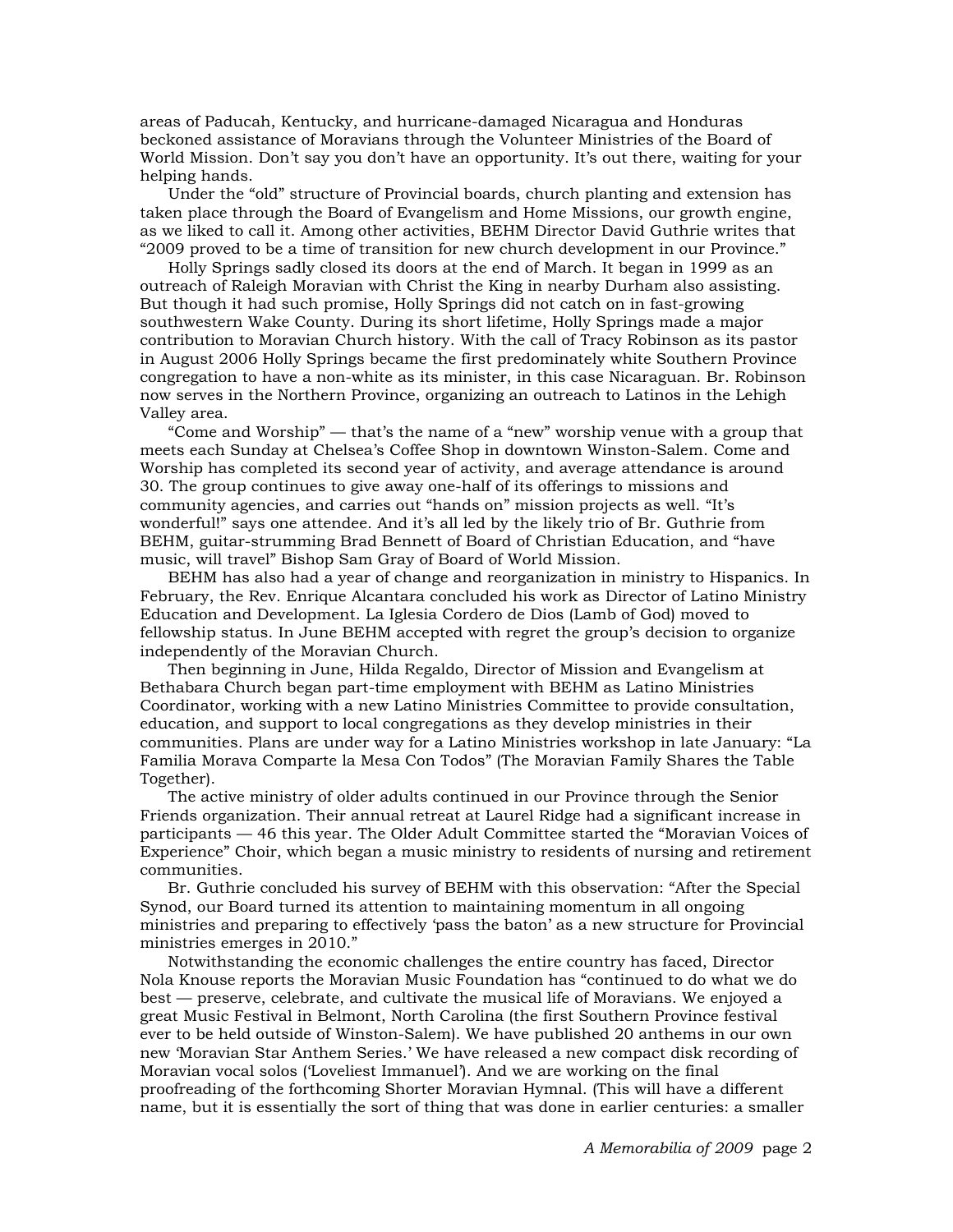areas of Paducah, Kentucky, and hurricane-damaged Nicaragua and Honduras beckoned assistance of Moravians through the Volunteer Ministries of the Board of World Mission. Don't say you don't have an opportunity. It's out there, waiting for your helping hands.

Under the "old" structure of Provincial boards, church planting and extension has taken place through the Board of Evangelism and Home Missions, our growth engine, as we liked to call it. Among other activities, BEHM Director David Guthrie writes that "2009 proved to be a time of transition for new church development in our Province."

Holly Springs sadly closed its doors at the end of March. It began in 1999 as an outreach of Raleigh Moravian with Christ the King in nearby Durham also assisting. But though it had such promise, Holly Springs did not catch on in fast-growing southwestern Wake County. During its short lifetime, Holly Springs made a major contribution to Moravian Church history. With the call of Tracy Robinson as its pastor in August 2006 Holly Springs became the first predominately white Southern Province congregation to have a non-white as its minister, in this case Nicaraguan. Br. Robinson now serves in the Northern Province, organizing an outreach to Latinos in the Lehigh Valley area.

"Come and Worship" — that's the name of a "new" worship venue with a group that meets each Sunday at Chelsea's Coffee Shop in downtown Winston-Salem. Come and Worship has completed its second year of activity, and average attendance is around 30. The group continues to give away one-half of its offerings to missions and community agencies, and carries out "hands on" mission projects as well. "It's wonderful!" says one attendee. And it's all led by the likely trio of Br. Guthrie from BEHM, guitar-strumming Brad Bennett of Board of Christian Education, and "have music, will travel" Bishop Sam Gray of Board of World Mission.

BEHM has also had a year of change and reorganization in ministry to Hispanics. In February, the Rev. Enrique Alcantara concluded his work as Director of Latino Ministry Education and Development. La Iglesia Cordero de Dios (Lamb of God) moved to fellowship status. In June BEHM accepted with regret the group's decision to organize independently of the Moravian Church.

Then beginning in June, Hilda Regaldo, Director of Mission and Evangelism at Bethabara Church began part-time employment with BEHM as Latino Ministries Coordinator, working with a new Latino Ministries Committee to provide consultation, education, and support to local congregations as they develop ministries in their communities. Plans are under way for a Latino Ministries workshop in late January: "La Familia Morava Comparte la Mesa Con Todos" (The Moravian Family Shares the Table Together).

The active ministry of older adults continued in our Province through the Senior Friends organization. Their annual retreat at Laurel Ridge had a significant increase in participants — 46 this year. The Older Adult Committee started the "Moravian Voices of Experience" Choir, which began a music ministry to residents of nursing and retirement communities.

Br. Guthrie concluded his survey of BEHM with this observation: "After the Special Synod, our Board turned its attention to maintaining momentum in all ongoing ministries and preparing to effectively 'pass the baton' as a new structure for Provincial ministries emerges in 2010."

Notwithstanding the economic challenges the entire country has faced, Director Nola Knouse reports the Moravian Music Foundation has "continued to do what we do best — preserve, celebrate, and cultivate the musical life of Moravians. We enjoyed a great Music Festival in Belmont, North Carolina (the first Southern Province festival ever to be held outside of Winston-Salem). We have published 20 anthems in our own new 'Moravian Star Anthem Series.' We have released a new compact disk recording of Moravian vocal solos ('Loveliest Immanuel'). And we are working on the final proofreading of the forthcoming Shorter Moravian Hymnal. (This will have a different name, but it is essentially the sort of thing that was done in earlier centuries: a smaller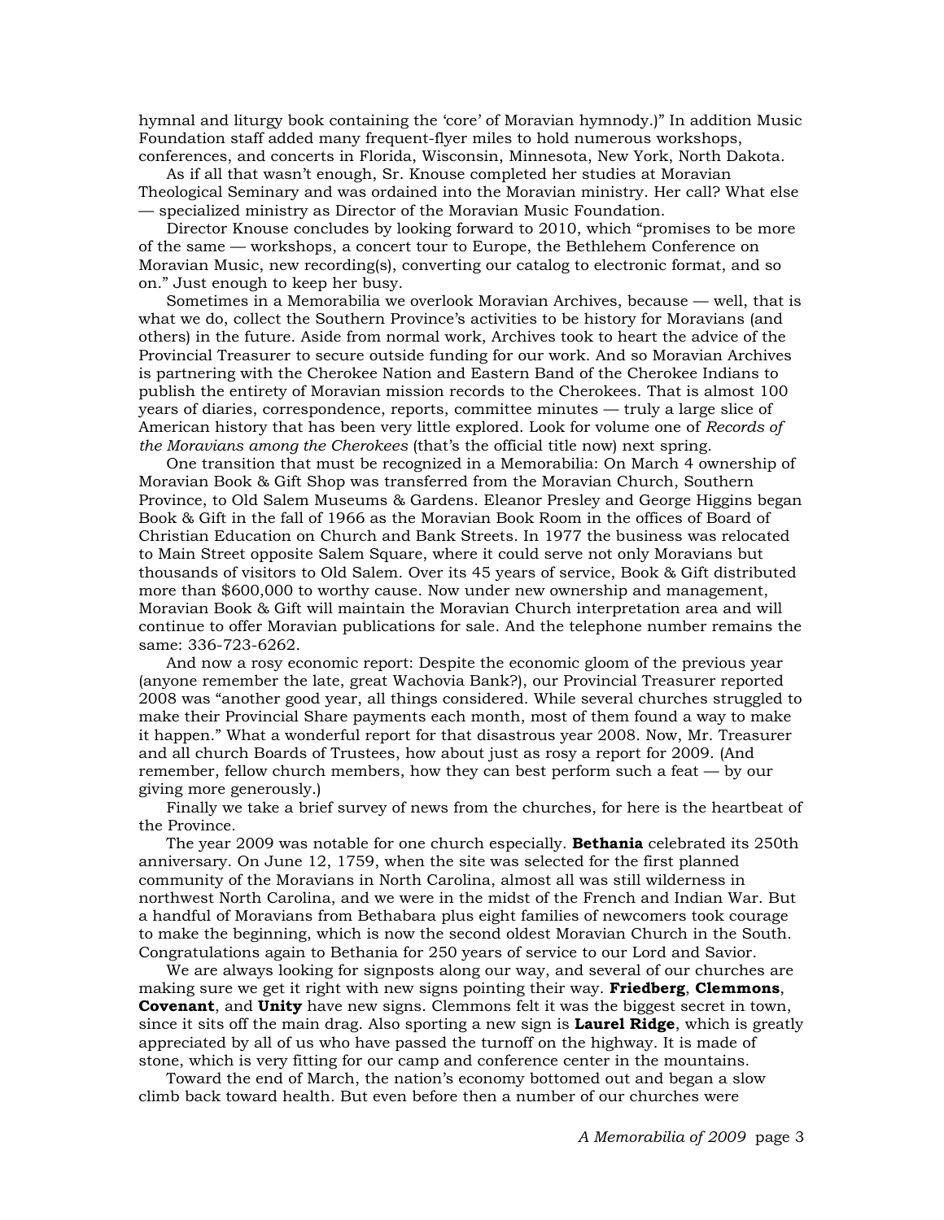hymnal and liturgy book containing the 'core' of Moravian hymnody.)" In addition Music Foundation staff added many frequent-flyer miles to hold numerous workshops, conferences, and concerts in Florida, Wisconsin, Minnesota, New York, North Dakota.

As if all that wasn't enough, Sr. Knouse completed her studies at Moravian Theological Seminary and was ordained into the Moravian ministry. Her call? What else — specialized ministry as Director of the Moravian Music Foundation.

Director Knouse concludes by looking forward to 2010, which "promises to be more of the same — workshops, a concert tour to Europe, the Bethlehem Conference on Moravian Music, new recording(s), converting our catalog to electronic format, and so on." Just enough to keep her busy.

Sometimes in a Memorabilia we overlook Moravian Archives, because — well, that is what we do, collect the Southern Province's activities to be history for Moravians (and others) in the future. Aside from normal work, Archives took to heart the advice of the Provincial Treasurer to secure outside funding for our work. And so Moravian Archives is partnering with the Cherokee Nation and Eastern Band of the Cherokee Indians to publish the entirety of Moravian mission records to the Cherokees. That is almost 100 years of diaries, correspondence, reports, committee minutes — truly a large slice of American history that has been very little explored. Look for volume one of *Records of the Moravians among the Cherokees* (that's the official title now) next spring.

One transition that must be recognized in a Memorabilia: On March 4 ownership of Moravian Book & Gift Shop was transferred from the Moravian Church, Southern Province, to Old Salem Museums & Gardens. Eleanor Presley and George Higgins began Book & Gift in the fall of 1966 as the Moravian Book Room in the offices of Board of Christian Education on Church and Bank Streets. In 1977 the business was relocated to Main Street opposite Salem Square, where it could serve not only Moravians but thousands of visitors to Old Salem. Over its 45 years of service, Book & Gift distributed more than $600,000 to worthy cause. Now under new ownership and management, Moravian Book & Gift will maintain the Moravian Church interpretation area and will continue to offer Moravian publications for sale. And the telephone number remains the same: 336-723-6262.

And now a rosy economic report: Despite the economic gloom of the previous year (anyone remember the late, great Wachovia Bank?), our Provincial Treasurer reported 2008 was "another good year, all things considered. While several churches struggled to make their Provincial Share payments each month, most of them found a way to make it happen." What a wonderful report for that disastrous year 2008. Now, Mr. Treasurer and all church Boards of Trustees, how about just as rosy a report for 2009. (And remember, fellow church members, how they can best perform such a feat — by our giving more generously.)

Finally we take a brief survey of news from the churches, for here is the heartbeat of the Province.

The year 2009 was notable for one church especially. **Bethania** celebrated its 250th anniversary. On June 12, 1759, when the site was selected for the first planned community of the Moravians in North Carolina, almost all was still wilderness in northwest North Carolina, and we were in the midst of the French and Indian War. But a handful of Moravians from Bethabara plus eight families of newcomers took courage to make the beginning, which is now the second oldest Moravian Church in the South. Congratulations again to Bethania for 250 years of service to our Lord and Savior.

We are always looking for signposts along our way, and several of our churches are making sure we get it right with new signs pointing their way. **Friedberg**, **Clemmons**, **Covenant**, and **Unity** have new signs. Clemmons felt it was the biggest secret in town, since it sits off the main drag. Also sporting a new sign is **Laurel Ridge**, which is greatly appreciated by all of us who have passed the turnoff on the highway. It is made of stone, which is very fitting for our camp and conference center in the mountains.

Toward the end of March, the nation's economy bottomed out and began a slow climb back toward health. But even before then a number of our churches were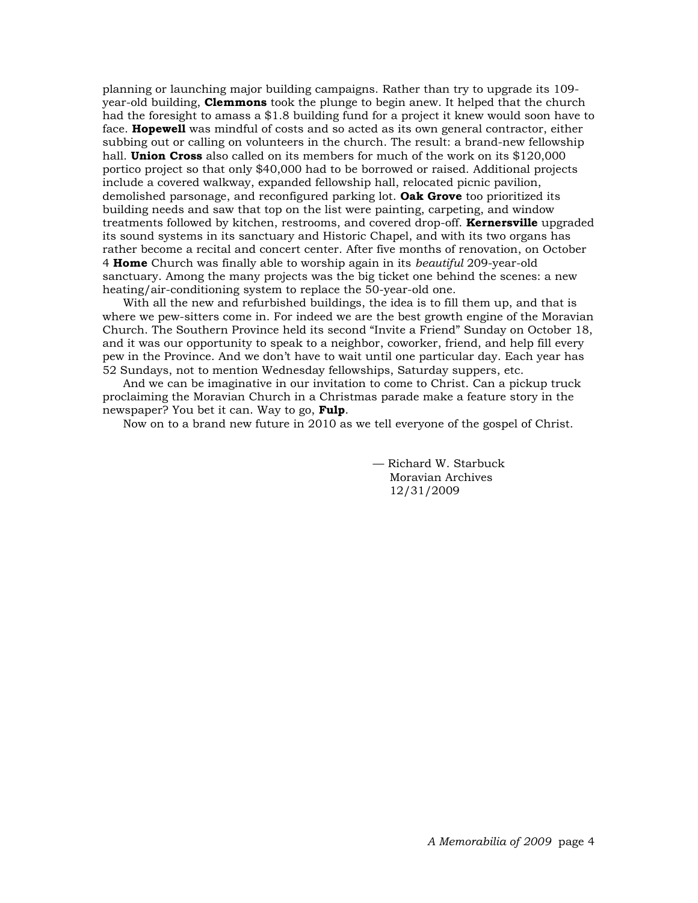planning or launching major building campaigns. Rather than try to upgrade its 109-year-old building, **Clemmons** took the plunge to begin anew. It helped that the church had the foresight to amass a $1.8 building fund for a project it knew would soon have to face. **Hopewell** was mindful of costs and so acted as its own general contractor, either subbing out or calling on volunteers in the church. The result: a brand-new fellowship hall. **Union Cross** also called on its members for much of the work on its $120,000 portico project so that only $40,000 had to be borrowed or raised. Additional projects include a covered walkway, expanded fellowship hall, relocated picnic pavilion, demolished parsonage, and reconfigured parking lot. **Oak Grove** too prioritized its building needs and saw that top on the list were painting, carpeting, and window treatments followed by kitchen, restrooms, and covered drop-off. **Kernersville** upgraded its sound systems in its sanctuary and Historic Chapel, and with its two organs has rather become a recital and concert center. After five months of renovation, on October 4 **Home** Church was finally able to worship again in its *beautiful* 209-year-old sanctuary. Among the many projects was the big ticket one behind the scenes: a new heating/air-conditioning system to replace the 50-year-old one.

With all the new and refurbished buildings, the idea is to fill them up, and that is where we pew-sitters come in. For indeed we are the best growth engine of the Moravian Church. The Southern Province held its second "Invite a Friend" Sunday on October 18, and it was our opportunity to speak to a neighbor, coworker, friend, and help fill every pew in the Province. And we don't have to wait until one particular day. Each year has 52 Sundays, not to mention Wednesday fellowships, Saturday suppers, etc.

And we can be imaginative in our invitation to come to Christ. Can a pickup truck proclaiming the Moravian Church in a Christmas parade make a feature story in the newspaper? You bet it can. Way to go, **Fulp**.

Now on to a brand new future in 2010 as we tell everyone of the gospel of Christ.

— Richard W. Starbuck
Moravian Archives
12/31/2009